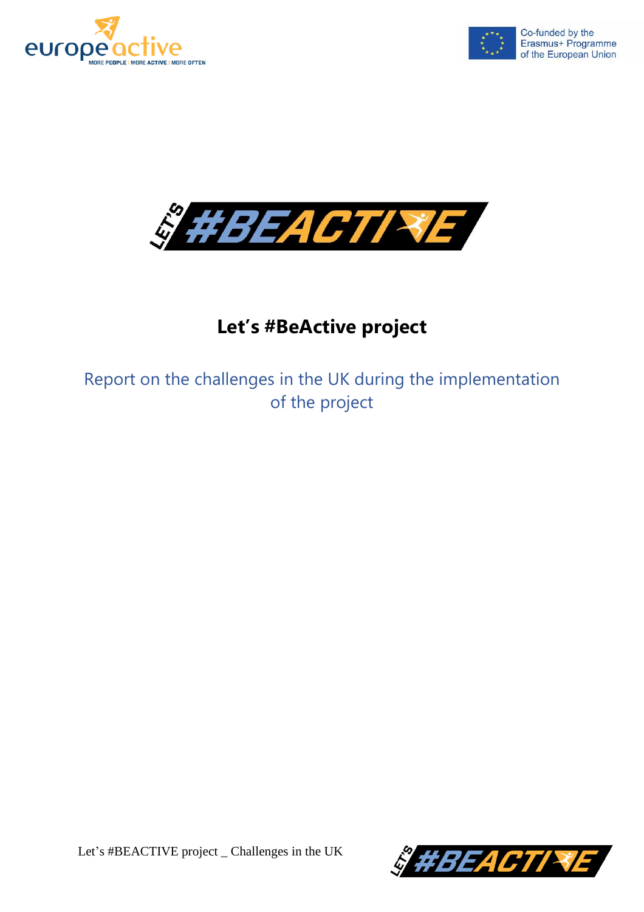# Let's #BeActive project

## Report on the challenges in the UK during the implementation of the project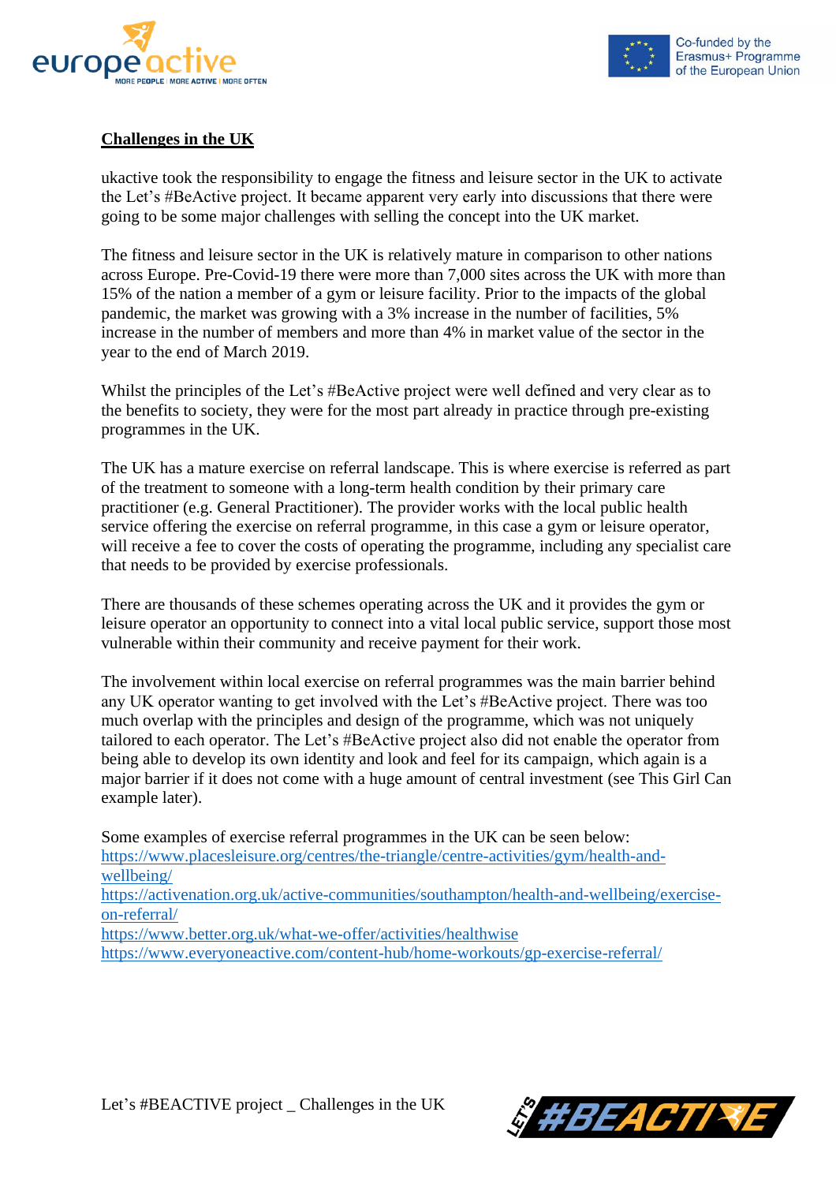## Challenges in the UK

ukactive took the responsibility to engage the fitness and leisure sector in the UK to activate the Let's #BeActive project. It became apparent very early into discussions that there were going to be some major challenges with selling the concept into the UK market.

The fitness and leisure sector in the UK is relatively mature in comparison to other nations across Europe. Pre-Covid-19 there were more than 7,000 sites across the UK with more than 15% of the nation a member of a gym or leisure facility. Prior to the impacts of the global pandemic, the market was growing with a 3% increase in the number of facilities, 5% increase in the number of members and more than 4% in market value of the sector in the year to the end of March 2019.

Whilst the principles of the Let's #BeActive project were well defined and very clear as to the benefits to society, they were for the most part already in practice through pre-existing programmes in the UK.

The UK has a mature exercise on referral landscape. This is where exercise is referred as part of the treatment to someone with a long-term health condition by their primary care practitioner (e.g. General Practitioner). The provider works with the local public health service offering the exercise on referral programme, in this case a gym or leisure operator, will receive a fee to cover the costs of operating the programme, including any specialist care that needs to be provided by exercise professionals.

There are thousands of these schemes operating across the UK and it provides the gym or leisure operator an opportunity to connect into a vital local public service, support those most vulnerable within their community and receive payment for their work.

The involvement within local exercise on referral programmes was the main barrier behind any UK operator wanting to get involved with the Let's #BeActive project. There was too much overlap with the principles and design of the programme, which was not uniquely tailored to each operator. The Let's #BeActive project also did not enable the operator from being able to develop its own identity and look and feel for its campaign, which again is a major barrier if it does not come with a huge amount of central investment (see This Girl Can example later).

Some examples of exercise referral programmes in the UK can be seen below:
https://www.placesleisure.org/centres/the-triangle/centre-activities/gym/health-and-wellbeing/
https://activenation.org.uk/active-communities/southampton/health-and-wellbeing/exercise-on-referral/
https://www.better.org.uk/what-we-offer/activities/healthwise
https://www.everyoneactive.com/content-hub/home-workouts/gp-exercise-referral/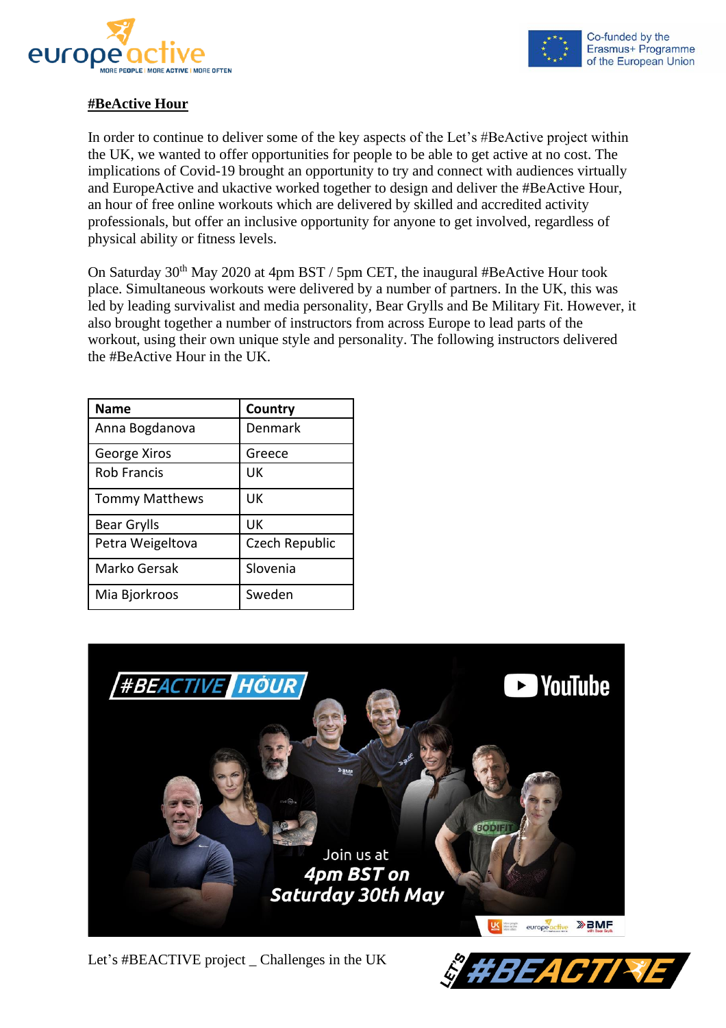#BeActive Hour

In order to continue to deliver some of the key aspects of the Let's #BeActive project within the UK, we wanted to offer opportunities for people to be able to get active at no cost. The implications of Covid-19 brought an opportunity to try and connect with audiences virtually and EuropeActive and ukactive worked together to design and deliver the #BeActive Hour, an hour of free online workouts which are delivered by skilled and accredited activity professionals, but offer an inclusive opportunity for anyone to get involved, regardless of physical ability or fitness levels.

On Saturday 30th May 2020 at 4pm BST / 5pm CET, the inaugural #BeActive Hour took place. Simultaneous workouts were delivered by a number of partners. In the UK, this was led by leading survivalist and media personality, Bear Grylls and Be Military Fit. However, it also brought together a number of instructors from across Europe to lead parts of the workout, using their own unique style and personality. The following instructors delivered the #BeActive Hour in the UK.

| Name | Country |
|---|---|
| Anna Bogdanova | Denmark |
| George Xiros | Greece |
| Rob Francis | UK |
| Tommy Matthews | UK |
| Bear Grylls | UK |
| Petra Weigeltova | Czech Republic |
| Marko Gersak | Slovenia |
| Mia Bjorkroos | Sweden |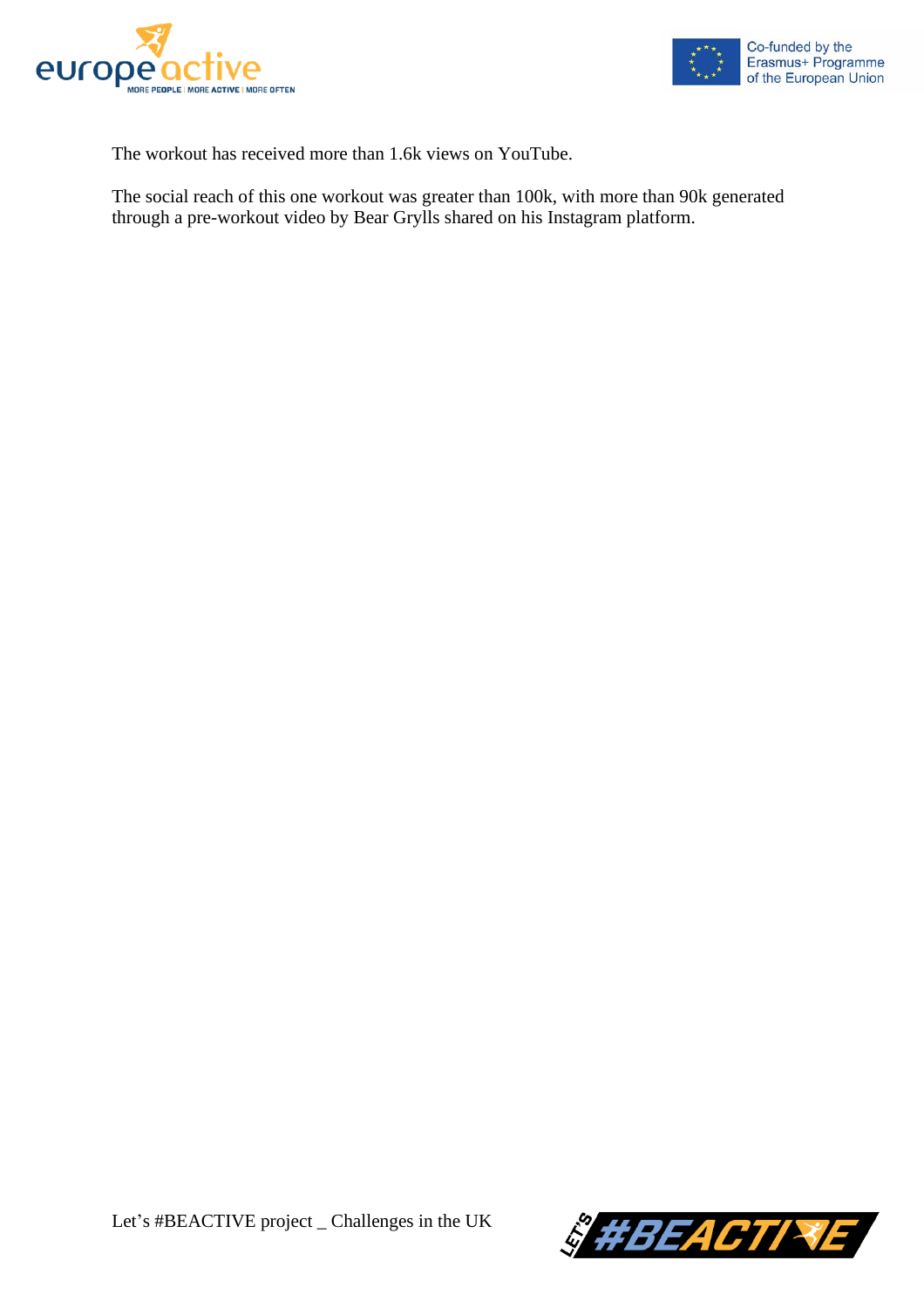The workout has received more than 1.6k views on YouTube.

The social reach of this one workout was greater than 100k, with more than 90k generated through a pre-workout video by Bear Grylls shared on his Instagram platform.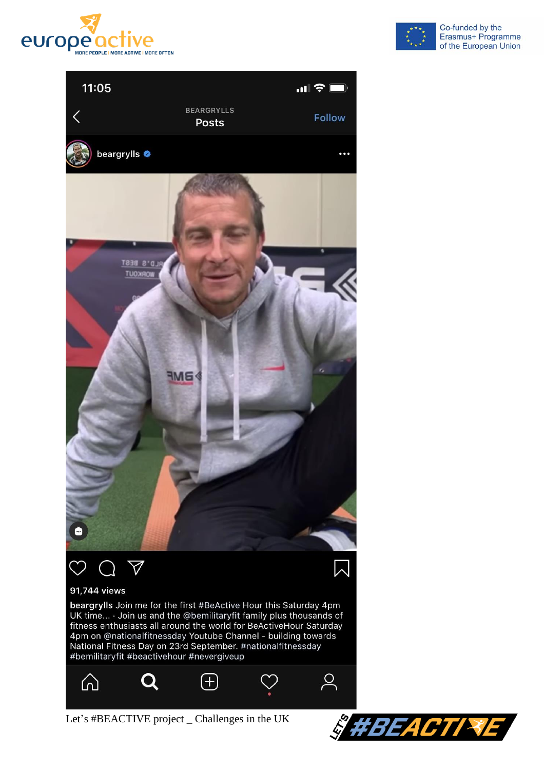11:05

BEARGRYLLS
Posts

Follow

beargrylls

91,744 views

**beargrylls** Join me for the first #BeActive Hour this Saturday 4pm UK time… · Join us and the @bemilitaryfit family plus thousands of fitness enthusiasts all around the world for BeActiveHour Saturday 4pm on @nationalfitnessday Youtube Channel - building towards National Fitness Day on 23rd September. #nationalfitnessday #bemilitaryfit #beactivehour #nevergiveup

Let's #BEACTIVE project _ Challenges in the UK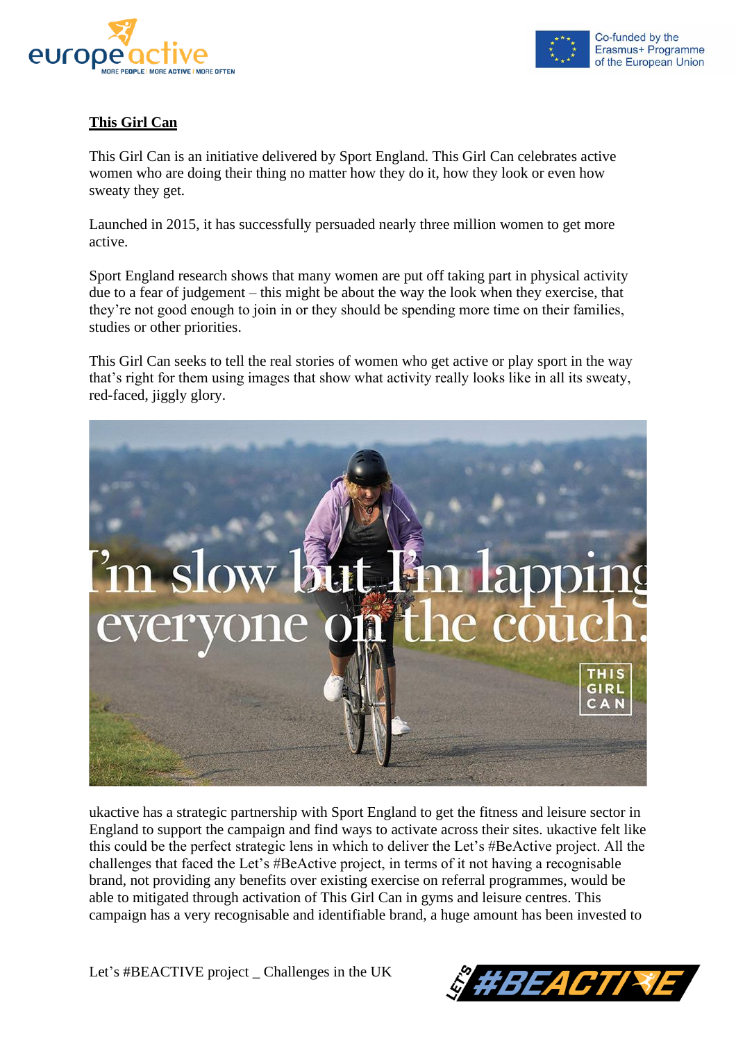**This Girl Can**

This Girl Can is an initiative delivered by Sport England. This Girl Can celebrates active women who are doing their thing no matter how they do it, how they look or even how sweaty they get.

Launched in 2015, it has successfully persuaded nearly three million women to get more active.

Sport England research shows that many women are put off taking part in physical activity due to a fear of judgement – this might be about the way the look when they exercise, that they're not good enough to join in or they should be spending more time on their families, studies or other priorities.

This Girl Can seeks to tell the real stories of women who get active or play sport in the way that's right for them using images that show what activity really looks like in all its sweaty, red-faced, jiggly glory.

ukactive has a strategic partnership with Sport England to get the fitness and leisure sector in England to support the campaign and find ways to activate across their sites. ukactive felt like this could be the perfect strategic lens in which to deliver the Let's #BeActive project. All the challenges that faced the Let's #BeActive project, in terms of it not having a recognisable brand, not providing any benefits over existing exercise on referral programmes, would be able to mitigated through activation of This Girl Can in gyms and leisure centres. This campaign has a very recognisable and identifiable brand, a huge amount has been invested to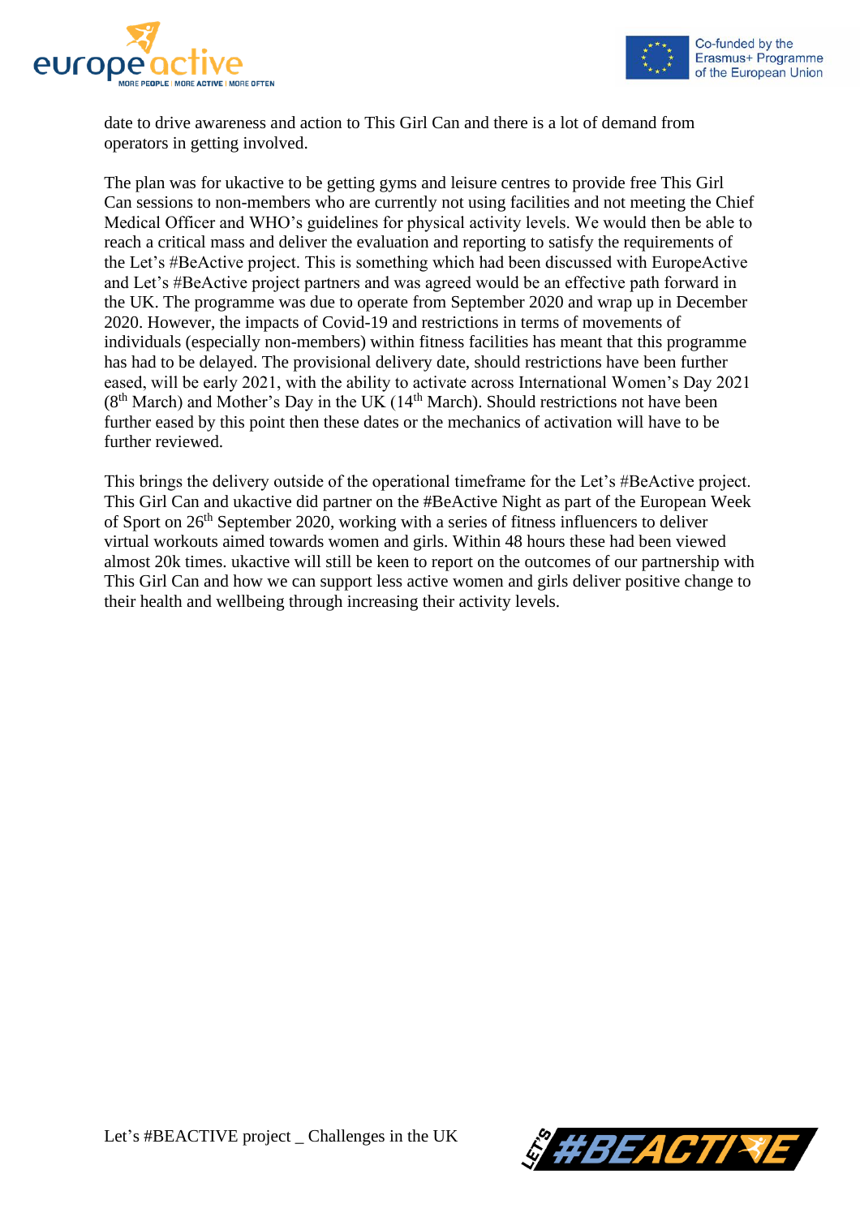date to drive awareness and action to This Girl Can and there is a lot of demand from operators in getting involved.

The plan was for ukactive to be getting gyms and leisure centres to provide free This Girl Can sessions to non-members who are currently not using facilities and not meeting the Chief Medical Officer and WHO's guidelines for physical activity levels. We would then be able to reach a critical mass and deliver the evaluation and reporting to satisfy the requirements of the Let's #BeActive project. This is something which had been discussed with EuropeActive and Let's #BeActive project partners and was agreed would be an effective path forward in the UK. The programme was due to operate from September 2020 and wrap up in December 2020. However, the impacts of Covid-19 and restrictions in terms of movements of individuals (especially non-members) within fitness facilities has meant that this programme has had to be delayed. The provisional delivery date, should restrictions have been further eased, will be early 2021, with the ability to activate across International Women's Day 2021 (8th March) and Mother's Day in the UK (14th March). Should restrictions not have been further eased by this point then these dates or the mechanics of activation will have to be further reviewed.

This brings the delivery outside of the operational timeframe for the Let's #BeActive project. This Girl Can and ukactive did partner on the #BeActive Night as part of the European Week of Sport on 26th September 2020, working with a series of fitness influencers to deliver virtual workouts aimed towards women and girls. Within 48 hours these had been viewed almost 20k times. ukactive will still be keen to report on the outcomes of our partnership with This Girl Can and how we can support less active women and girls deliver positive change to their health and wellbeing through increasing their activity levels.